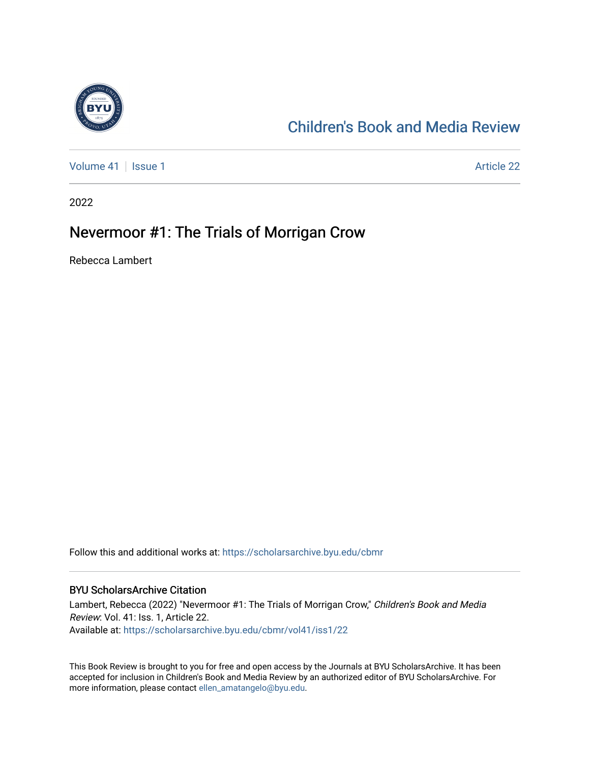Children's Book and Media Review

Volume 41 | Issue 1 — Article 22

2022

# Nevermoor #1: The Trials of Morrigan Crow

Rebecca Lambert

Follow this and additional works at: https://scholarsarchive.byu.edu/cbmr

## BYU ScholarsArchive Citation

Lambert, Rebecca (2022) "Nevermoor #1: The Trials of Morrigan Crow," *Children's Book and Media Review*: Vol. 41: Iss. 1, Article 22.
Available at: https://scholarsarchive.byu.edu/cbmr/vol41/iss1/22

This Book Review is brought to you for free and open access by the Journals at BYU ScholarsArchive. It has been accepted for inclusion in Children's Book and Media Review by an authorized editor of BYU ScholarsArchive. For more information, please contact ellen_amatangelo@byu.edu.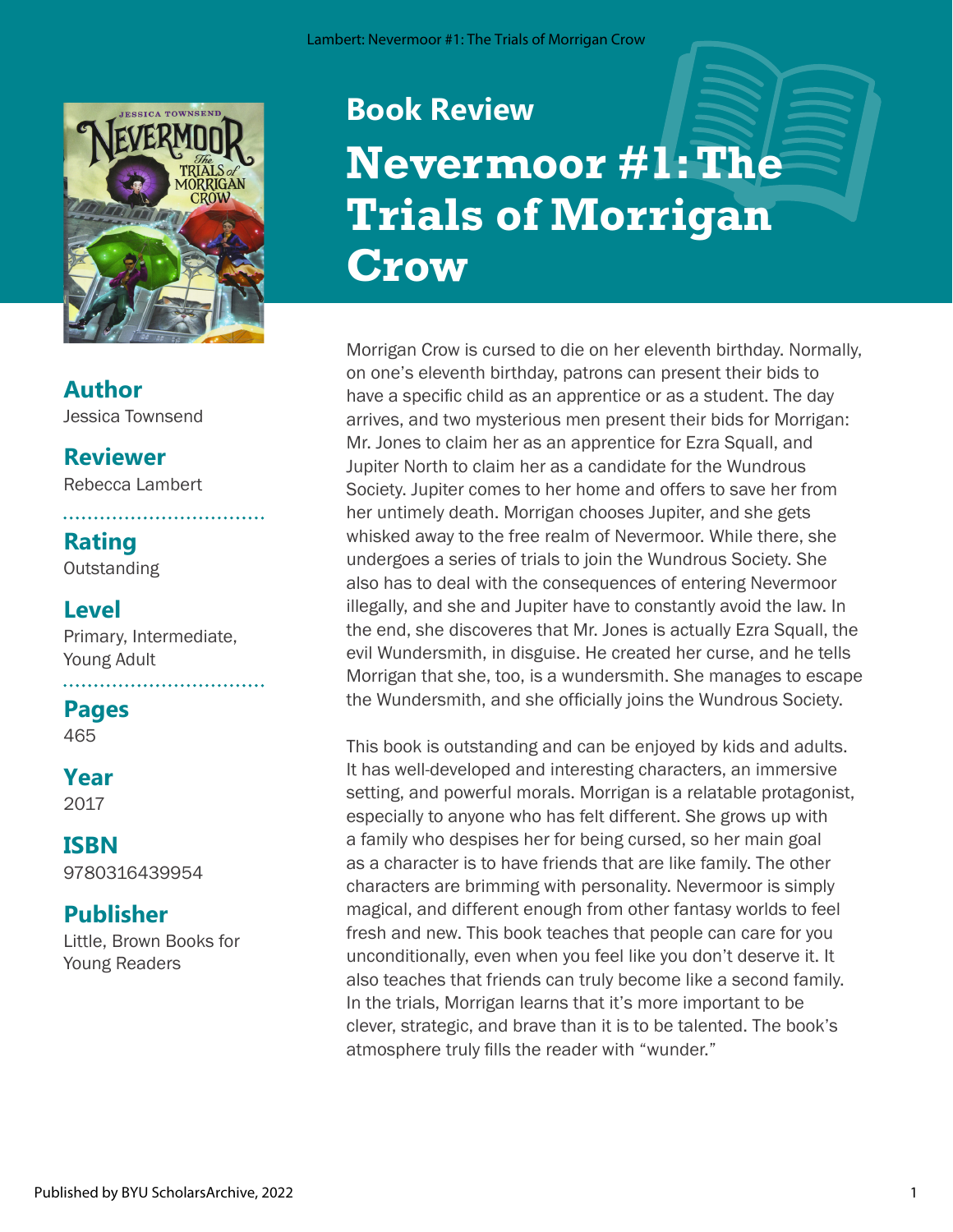Book Review

# Nevermoor #1: The Trials of Morrigan Crow

## Author
Jessica Townsend

## Reviewer
Rebecca Lambert

## Rating
Outstanding

## Level
Primary, Intermediate, Young Adult

## Pages
465

## Year
2017

## ISBN
9780316439954

## Publisher
Little, Brown Books for Young Readers

Morrigan Crow is cursed to die on her eleventh birthday. Normally, on one's eleventh birthday, patrons can present their bids to have a specific child as an apprentice or as a student. The day arrives, and two mysterious men present their bids for Morrigan: Mr. Jones to claim her as an apprentice for Ezra Squall, and Jupiter North to claim her as a candidate for the Wundrous Society. Jupiter comes to her home and offers to save her from her untimely death. Morrigan chooses Jupiter, and she gets whisked away to the free realm of Nevermoor. While there, she undergoes a series of trials to join the Wundrous Society. She also has to deal with the consequences of entering Nevermoor illegally, and she and Jupiter have to constantly avoid the law. In the end, she discoveres that Mr. Jones is actually Ezra Squall, the evil Wundersmith, in disguise. He created her curse, and he tells Morrigan that she, too, is a wundersmith. She manages to escape the Wundersmith, and she officially joins the Wundrous Society.

This book is outstanding and can be enjoyed by kids and adults. It has well-developed and interesting characters, an immersive setting, and powerful morals. Morrigan is a relatable protagonist, especially to anyone who has felt different. She grows up with a family who despises her for being cursed, so her main goal as a character is to have friends that are like family. The other characters are brimming with personality. Nevermoor is simply magical, and different enough from other fantasy worlds to feel fresh and new. This book teaches that people can care for you unconditionally, even when you feel like you don't deserve it. It also teaches that friends can truly become like a second family. In the trials, Morrigan learns that it's more important to be clever, strategic, and brave than it is to be talented. The book's atmosphere truly fills the reader with "wunder."